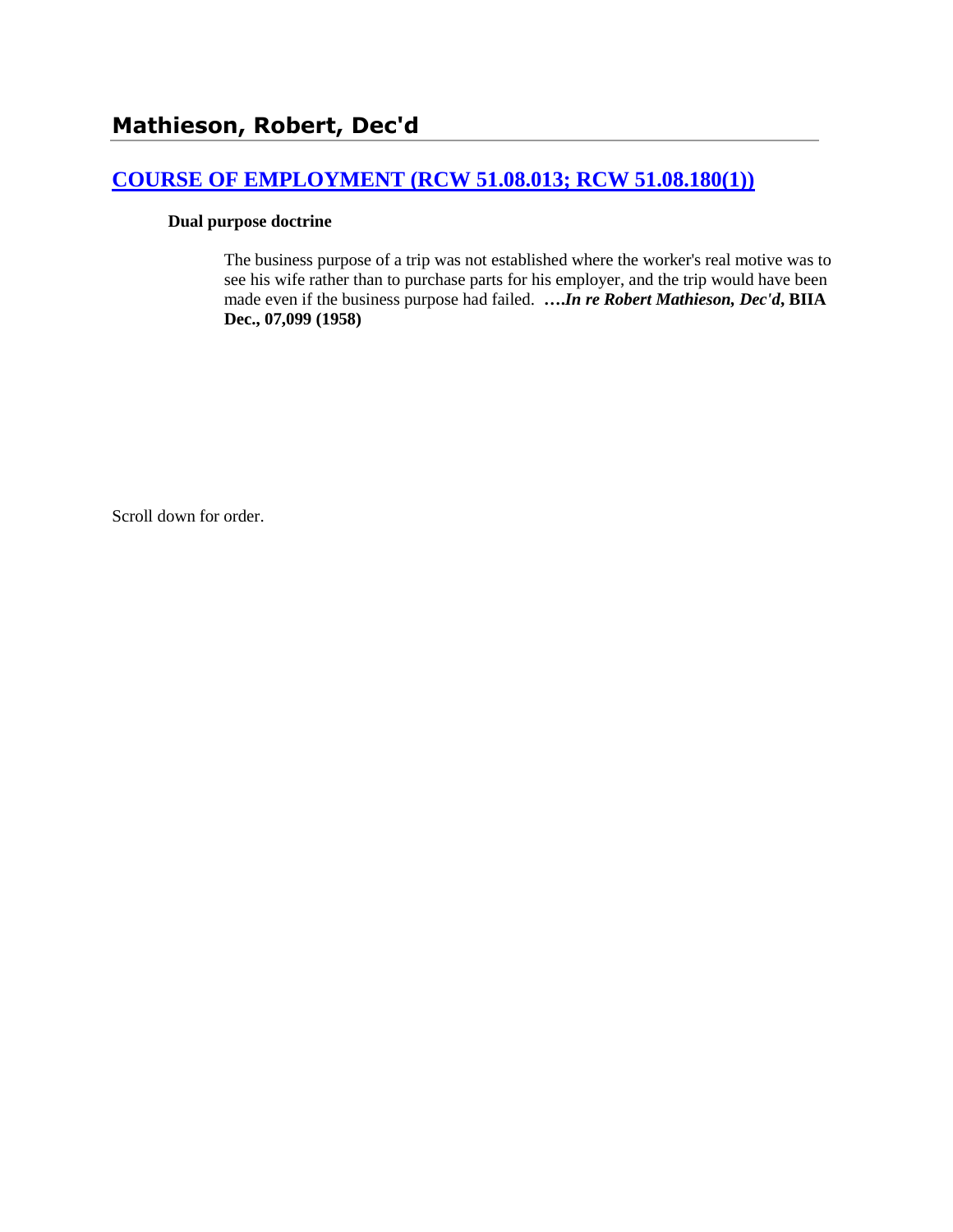# Mathieson, Robert, Dec'd

## COURSE OF EMPLOYMENT (RCW 51.08.013; RCW 51.08.180(1))

**Dual purpose doctrine**

The business purpose of a trip was not established where the worker's real motive was to see his wife rather than to purchase parts for his employer, and the trip would have been made even if the business purpose had failed. **….*In re Robert Mathieson, Dec'd*, BIIA Dec., 07,099 (1958)**

Scroll down for order.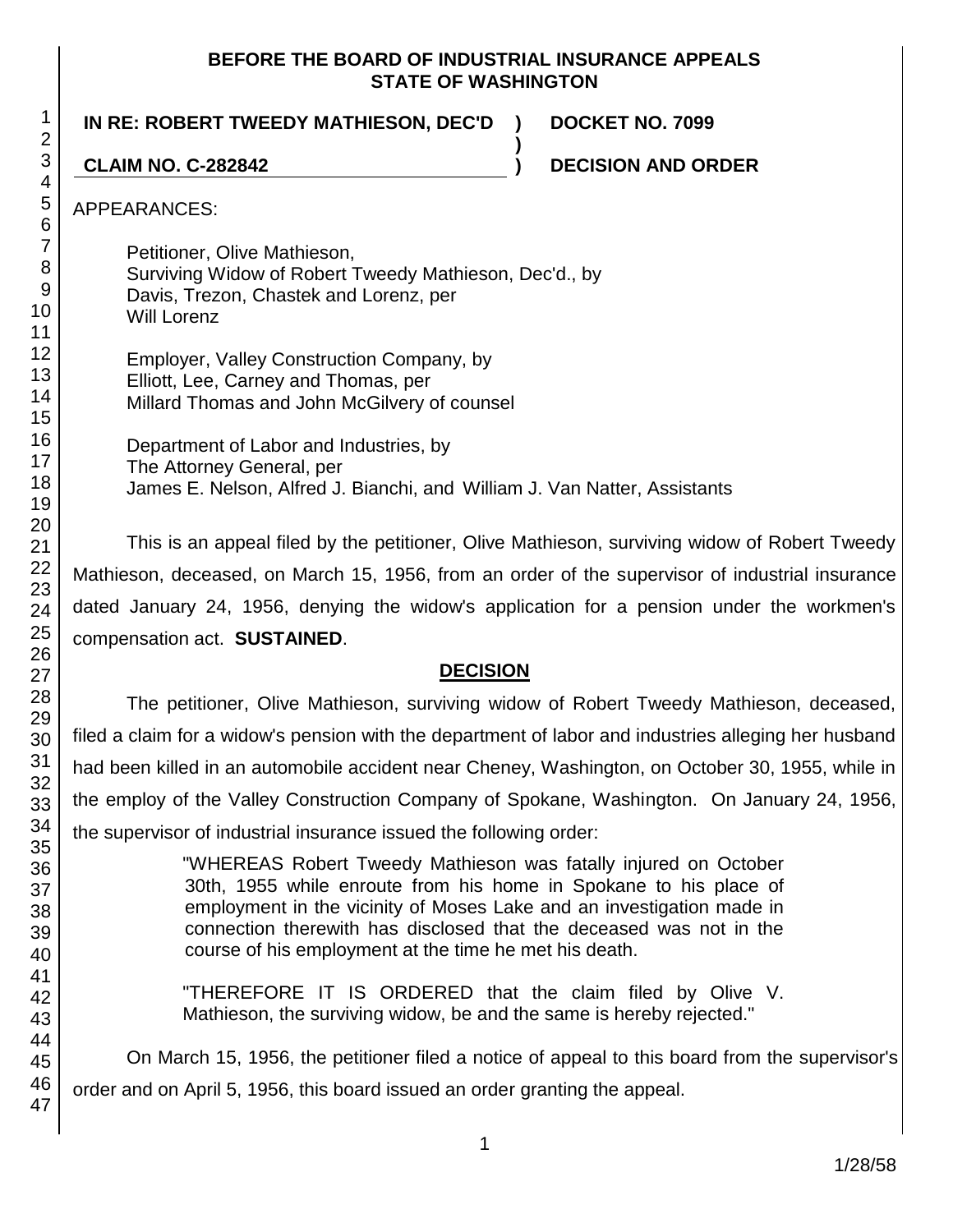**BEFORE THE BOARD OF INDUSTRIAL INSURANCE APPEALS**
**STATE OF WASHINGTON**

**IN RE: ROBERT TWEEDY MATHIESON, DEC'D ) DOCKET NO. 7099**
**)**
**CLAIM NO. C-282842 ) DECISION AND ORDER**

APPEARANCES:

Petitioner, Olive Mathieson,
Surviving Widow of Robert Tweedy Mathieson, Dec'd., by
Davis, Trezon, Chastek and Lorenz, per
Will Lorenz

Employer, Valley Construction Company, by
Elliott, Lee, Carney and Thomas, per
Millard Thomas and John McGilvery of counsel

Department of Labor and Industries, by
The Attorney General, per
James E. Nelson, Alfred J. Bianchi, and William J. Van Natter, Assistants

This is an appeal filed by the petitioner, Olive Mathieson, surviving widow of Robert Tweedy Mathieson, deceased, on March 15, 1956, from an order of the supervisor of industrial insurance dated January 24, 1956, denying the widow's application for a pension under the workmen's compensation act. **SUSTAINED**.

## DECISION

The petitioner, Olive Mathieson, surviving widow of Robert Tweedy Mathieson, deceased, filed a claim for a widow's pension with the department of labor and industries alleging her husband had been killed in an automobile accident near Cheney, Washington, on October 30, 1955, while in the employ of the Valley Construction Company of Spokane, Washington. On January 24, 1956, the supervisor of industrial insurance issued the following order:

> "WHEREAS Robert Tweedy Mathieson was fatally injured on October 30th, 1955 while enroute from his home in Spokane to his place of employment in the vicinity of Moses Lake and an investigation made in connection therewith has disclosed that the deceased was not in the course of his employment at the time he met his death.
>
> "THEREFORE IT IS ORDERED that the claim filed by Olive V. Mathieson, the surviving widow, be and the same is hereby rejected."

On March 15, 1956, the petitioner filed a notice of appeal to this board from the supervisor's order and on April 5, 1956, this board issued an order granting the appeal.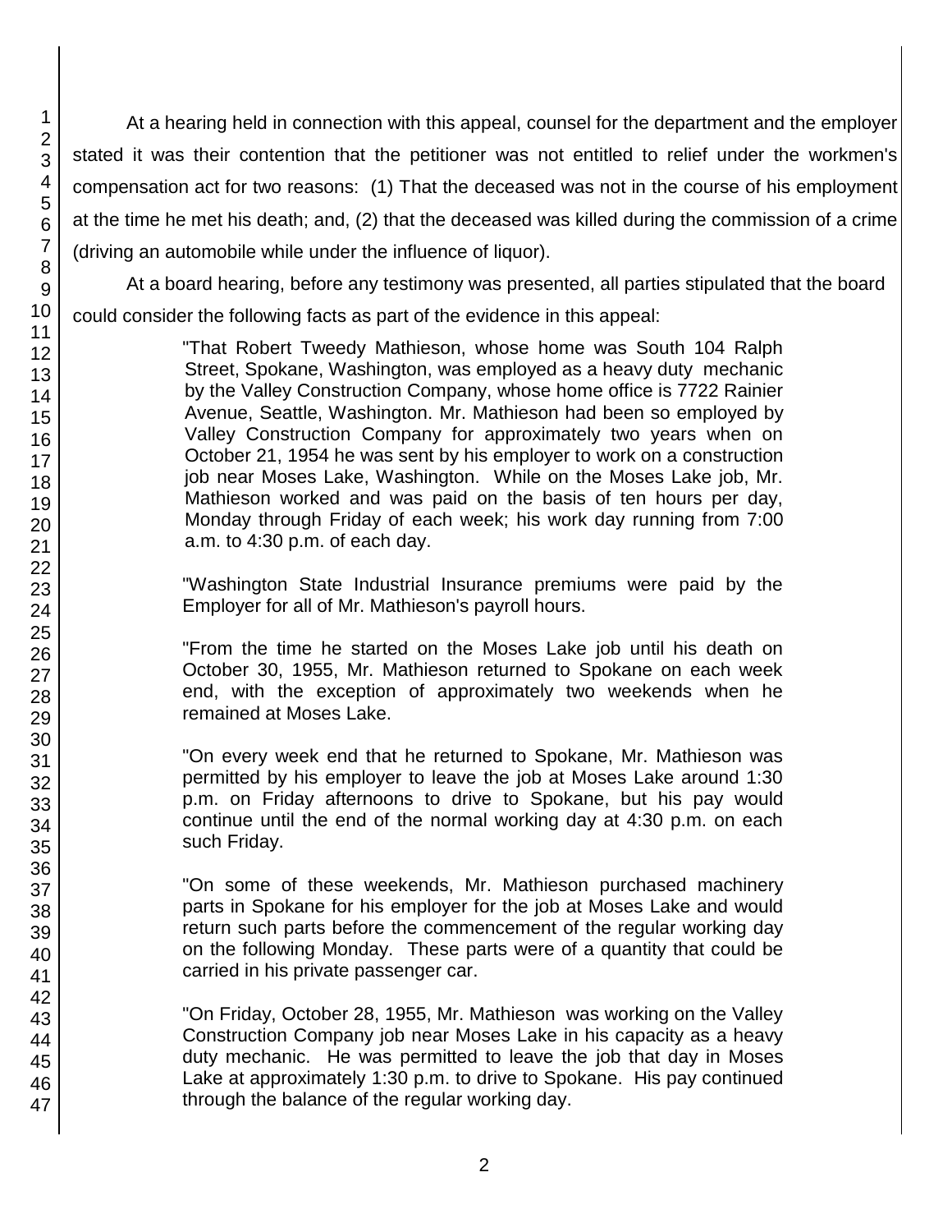At a hearing held in connection with this appeal, counsel for the department and the employer stated it was their contention that the petitioner was not entitled to relief under the workmen's compensation act for two reasons: (1) That the deceased was not in the course of his employment at the time he met his death; and, (2) that the deceased was killed during the commission of a crime (driving an automobile while under the influence of liquor).

At a board hearing, before any testimony was presented, all parties stipulated that the board could consider the following facts as part of the evidence in this appeal:

> "That Robert Tweedy Mathieson, whose home was South 104 Ralph Street, Spokane, Washington, was employed as a heavy duty mechanic by the Valley Construction Company, whose home office is 7722 Rainier Avenue, Seattle, Washington. Mr. Mathieson had been so employed by Valley Construction Company for approximately two years when on October 21, 1954 he was sent by his employer to work on a construction job near Moses Lake, Washington. While on the Moses Lake job, Mr. Mathieson worked and was paid on the basis of ten hours per day, Monday through Friday of each week; his work day running from 7:00 a.m. to 4:30 p.m. of each day.
>
> "Washington State Industrial Insurance premiums were paid by the Employer for all of Mr. Mathieson's payroll hours.
>
> "From the time he started on the Moses Lake job until his death on October 30, 1955, Mr. Mathieson returned to Spokane on each week end, with the exception of approximately two weekends when he remained at Moses Lake.
>
> "On every week end that he returned to Spokane, Mr. Mathieson was permitted by his employer to leave the job at Moses Lake around 1:30 p.m. on Friday afternoons to drive to Spokane, but his pay would continue until the end of the normal working day at 4:30 p.m. on each such Friday.
>
> "On some of these weekends, Mr. Mathieson purchased machinery parts in Spokane for his employer for the job at Moses Lake and would return such parts before the commencement of the regular working day on the following Monday. These parts were of a quantity that could be carried in his private passenger car.
>
> "On Friday, October 28, 1955, Mr. Mathieson was working on the Valley Construction Company job near Moses Lake in his capacity as a heavy duty mechanic. He was permitted to leave the job that day in Moses Lake at approximately 1:30 p.m. to drive to Spokane. His pay continued through the balance of the regular working day.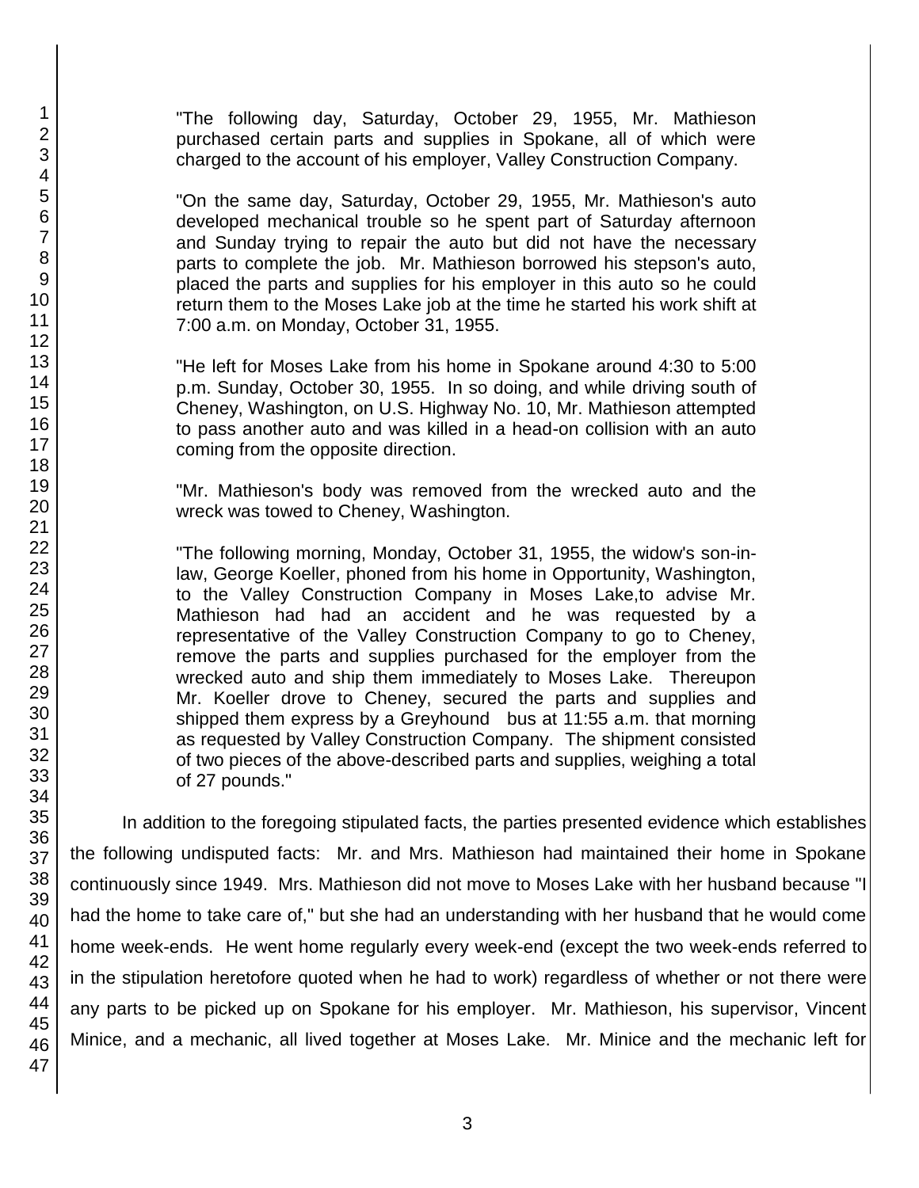"The following day, Saturday, October 29, 1955, Mr. Mathieson purchased certain parts and supplies in Spokane, all of which were charged to the account of his employer, Valley Construction Company.

"On the same day, Saturday, October 29, 1955, Mr. Mathieson's auto developed mechanical trouble so he spent part of Saturday afternoon and Sunday trying to repair the auto but did not have the necessary parts to complete the job. Mr. Mathieson borrowed his stepson's auto, placed the parts and supplies for his employer in this auto so he could return them to the Moses Lake job at the time he started his work shift at 7:00 a.m. on Monday, October 31, 1955.

"He left for Moses Lake from his home in Spokane around 4:30 to 5:00 p.m. Sunday, October 30, 1955. In so doing, and while driving south of Cheney, Washington, on U.S. Highway No. 10, Mr. Mathieson attempted to pass another auto and was killed in a head-on collision with an auto coming from the opposite direction.

"Mr. Mathieson's body was removed from the wrecked auto and the wreck was towed to Cheney, Washington.

"The following morning, Monday, October 31, 1955, the widow's son-in-law, George Koeller, phoned from his home in Opportunity, Washington, to the Valley Construction Company in Moses Lake,to advise Mr. Mathieson had had an accident and he was requested by a representative of the Valley Construction Company to go to Cheney, remove the parts and supplies purchased for the employer from the wrecked auto and ship them immediately to Moses Lake. Thereupon Mr. Koeller drove to Cheney, secured the parts and supplies and shipped them express by a Greyhound bus at 11:55 a.m. that morning as requested by Valley Construction Company. The shipment consisted of two pieces of the above-described parts and supplies, weighing a total of 27 pounds."

In addition to the foregoing stipulated facts, the parties presented evidence which establishes the following undisputed facts: Mr. and Mrs. Mathieson had maintained their home in Spokane continuously since 1949. Mrs. Mathieson did not move to Moses Lake with her husband because "I had the home to take care of," but she had an understanding with her husband that he would come home week-ends. He went home regularly every week-end (except the two week-ends referred to in the stipulation heretofore quoted when he had to work) regardless of whether or not there were any parts to be picked up on Spokane for his employer. Mr. Mathieson, his supervisor, Vincent Minice, and a mechanic, all lived together at Moses Lake. Mr. Minice and the mechanic left for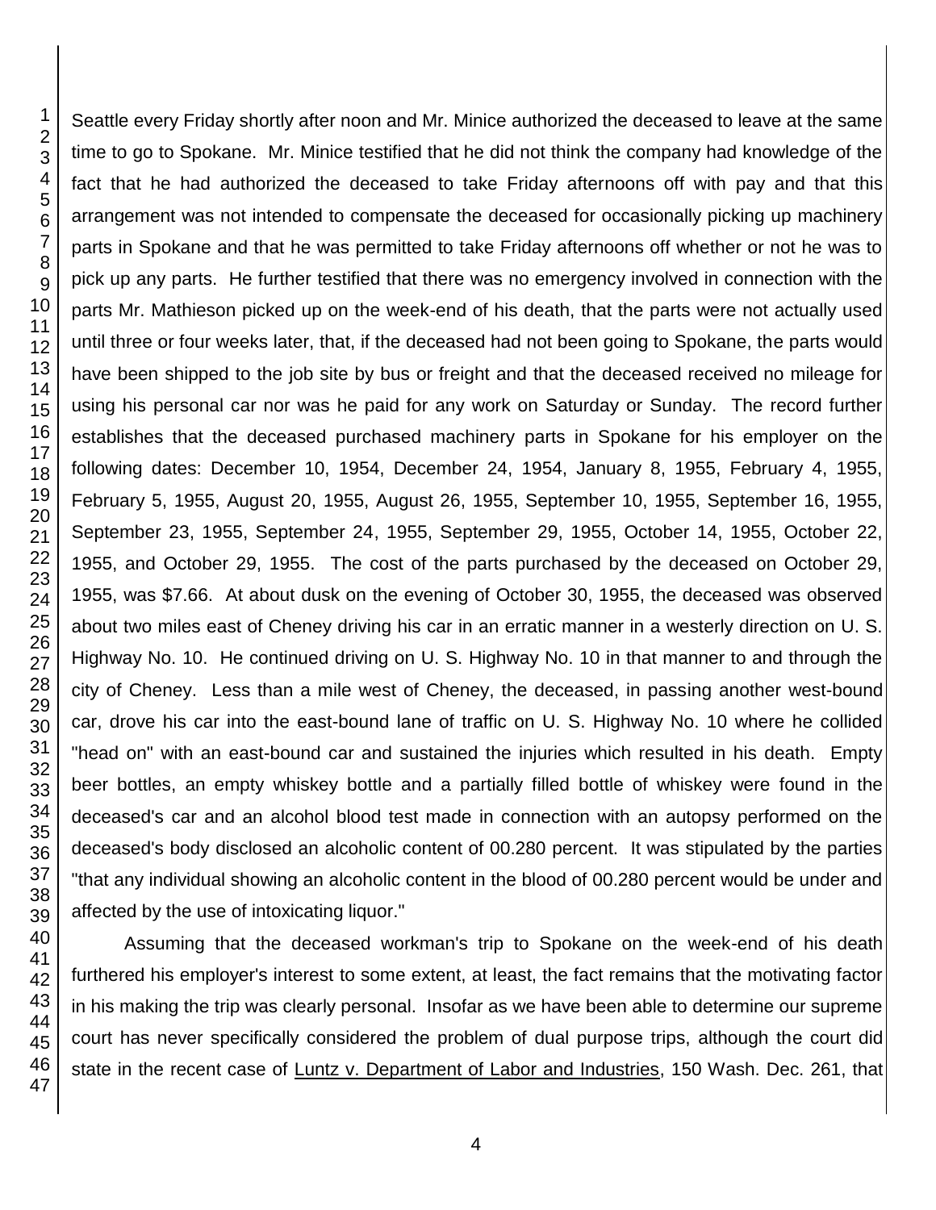Seattle every Friday shortly after noon and Mr. Minice authorized the deceased to leave at the same time to go to Spokane. Mr. Minice testified that he did not think the company had knowledge of the fact that he had authorized the deceased to take Friday afternoons off with pay and that this arrangement was not intended to compensate the deceased for occasionally picking up machinery parts in Spokane and that he was permitted to take Friday afternoons off whether or not he was to pick up any parts. He further testified that there was no emergency involved in connection with the parts Mr. Mathieson picked up on the week-end of his death, that the parts were not actually used until three or four weeks later, that, if the deceased had not been going to Spokane, the parts would have been shipped to the job site by bus or freight and that the deceased received no mileage for using his personal car nor was he paid for any work on Saturday or Sunday. The record further establishes that the deceased purchased machinery parts in Spokane for his employer on the following dates: December 10, 1954, December 24, 1954, January 8, 1955, February 4, 1955, February 5, 1955, August 20, 1955, August 26, 1955, September 10, 1955, September 16, 1955, September 23, 1955, September 24, 1955, September 29, 1955, October 14, 1955, October 22, 1955, and October 29, 1955. The cost of the parts purchased by the deceased on October 29, 1955, was $7.66. At about dusk on the evening of October 30, 1955, the deceased was observed about two miles east of Cheney driving his car in an erratic manner in a westerly direction on U. S. Highway No. 10. He continued driving on U. S. Highway No. 10 in that manner to and through the city of Cheney. Less than a mile west of Cheney, the deceased, in passing another west-bound car, drove his car into the east-bound lane of traffic on U. S. Highway No. 10 where he collided "head on" with an east-bound car and sustained the injuries which resulted in his death. Empty beer bottles, an empty whiskey bottle and a partially filled bottle of whiskey were found in the deceased's car and an alcohol blood test made in connection with an autopsy performed on the deceased's body disclosed an alcoholic content of 00.280 percent. It was stipulated by the parties "that any individual showing an alcoholic content in the blood of 00.280 percent would be under and affected by the use of intoxicating liquor."

Assuming that the deceased workman's trip to Spokane on the week-end of his death furthered his employer's interest to some extent, at least, the fact remains that the motivating factor in his making the trip was clearly personal. Insofar as we have been able to determine our supreme court has never specifically considered the problem of dual purpose trips, although the court did state in the recent case of Luntz v. Department of Labor and Industries, 150 Wash. Dec. 261, that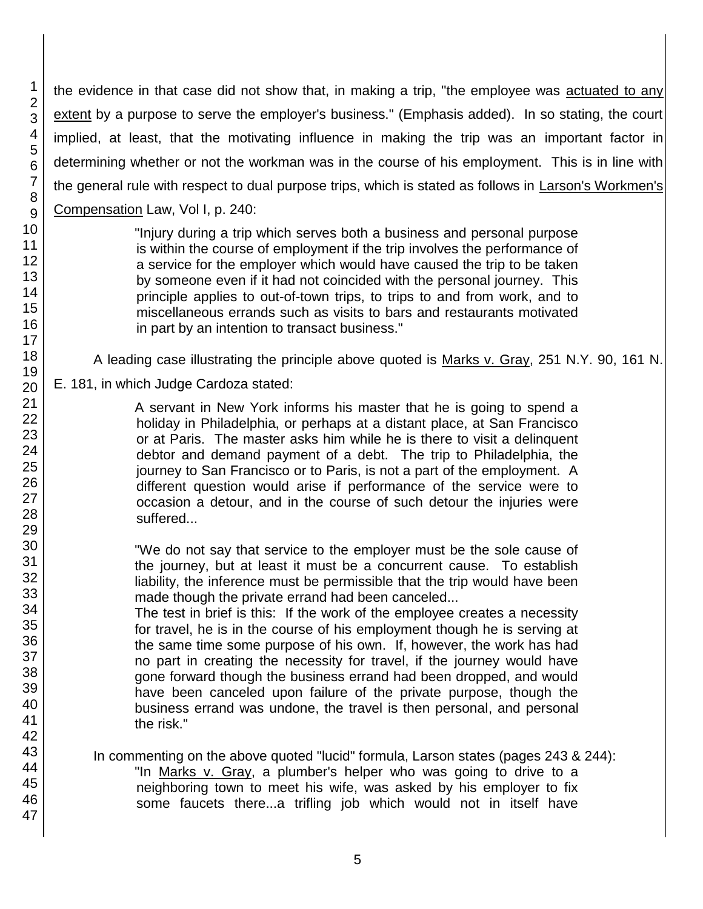the evidence in that case did not show that, in making a trip, "the employee was actuated to any extent by a purpose to serve the employer's business." (Emphasis added). In so stating, the court implied, at least, that the motivating influence in making the trip was an important factor in determining whether or not the workman was in the course of his employment. This is in line with the general rule with respect to dual purpose trips, which is stated as follows in Larson's Workmen's Compensation Law, Vol I, p. 240:

> "Injury during a trip which serves both a business and personal purpose is within the course of employment if the trip involves the performance of a service for the employer which would have caused the trip to be taken by someone even if it had not coincided with the personal journey. This principle applies to out-of-town trips, to trips to and from work, and to miscellaneous errands such as visits to bars and restaurants motivated in part by an intention to transact business."

A leading case illustrating the principle above quoted is Marks v. Gray, 251 N.Y. 90, 161 N. E. 181, in which Judge Cardoza stated:

> A servant in New York informs his master that he is going to spend a holiday in Philadelphia, or perhaps at a distant place, at San Francisco or at Paris. The master asks him while he is there to visit a delinquent debtor and demand payment of a debt. The trip to Philadelphia, the journey to San Francisco or to Paris, is not a part of the employment. A different question would arise if performance of the service were to occasion a detour, and in the course of such detour the injuries were suffered...
>
> "We do not say that service to the employer must be the sole cause of the journey, but at least it must be a concurrent cause. To establish liability, the inference must be permissible that the trip would have been made though the private errand had been canceled...
> The test in brief is this: If the work of the employee creates a necessity for travel, he is in the course of his employment though he is serving at the same time some purpose of his own. If, however, the work has had no part in creating the necessity for travel, if the journey would have gone forward though the business errand had been dropped, and would have been canceled upon failure of the private purpose, though the business errand was undone, the travel is then personal, and personal the risk."

In commenting on the above quoted "lucid" formula, Larson states (pages 243 & 244):

> "In Marks v. Gray, a plumber's helper who was going to drive to a neighboring town to meet his wife, was asked by his employer to fix some faucets there...a trifling job which would not in itself have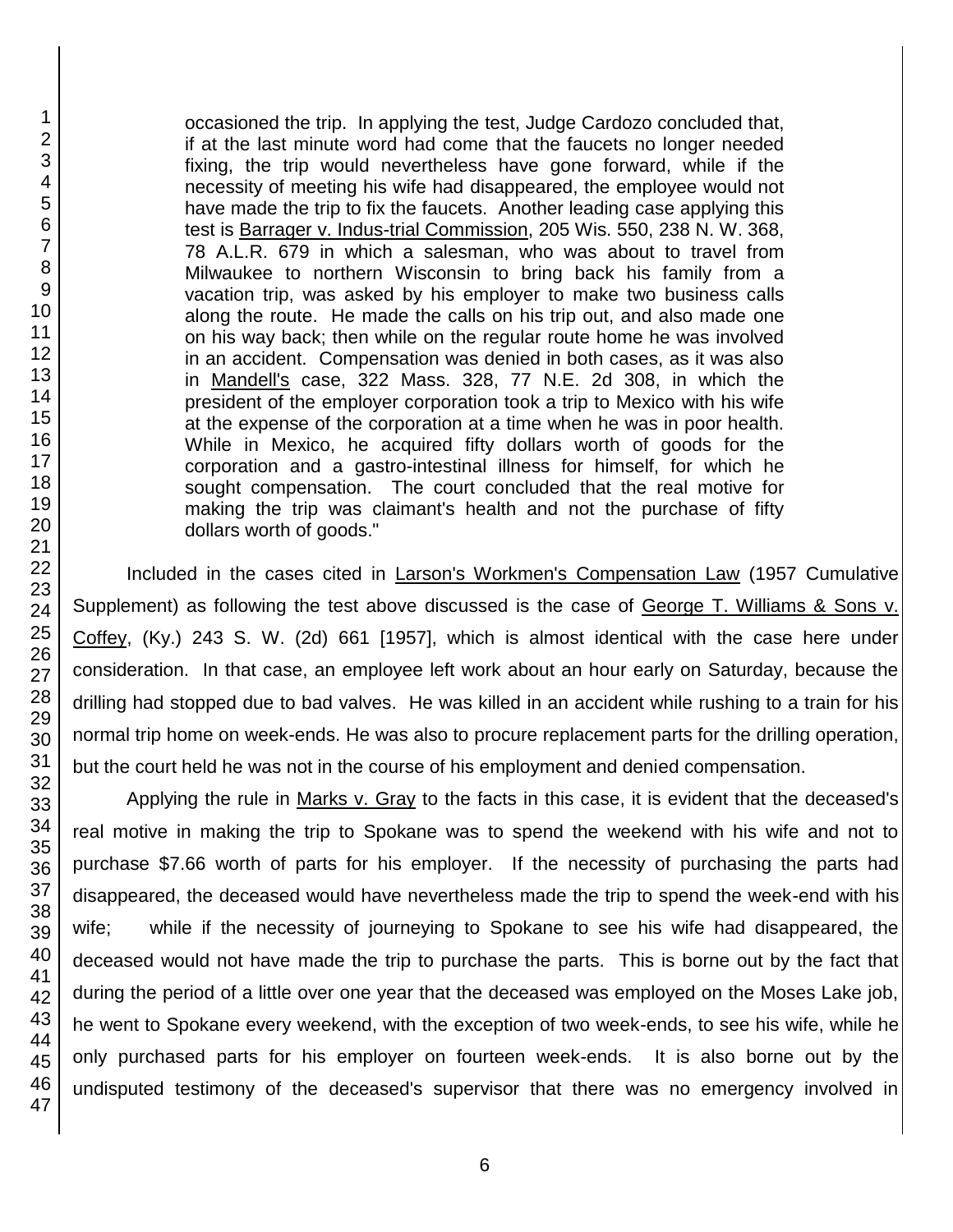> occasioned the trip. In applying the test, Judge Cardozo concluded that, if at the last minute word had come that the faucets no longer needed fixing, the trip would nevertheless have gone forward, while if the necessity of meeting his wife had disappeared, the employee would not have made the trip to fix the faucets. Another leading case applying this test is Barrager v. Indus-trial Commission, 205 Wis. 550, 238 N. W. 368, 78 A.L.R. 679 in which a salesman, who was about to travel from Milwaukee to northern Wisconsin to bring back his family from a vacation trip, was asked by his employer to make two business calls along the route. He made the calls on his trip out, and also made one on his way back; then while on the regular route home he was involved in an accident. Compensation was denied in both cases, as it was also in Mandell's case, 322 Mass. 328, 77 N.E. 2d 308, in which the president of the employer corporation took a trip to Mexico with his wife at the expense of the corporation at a time when he was in poor health. While in Mexico, he acquired fifty dollars worth of goods for the corporation and a gastro-intestinal illness for himself, for which he sought compensation. The court concluded that the real motive for making the trip was claimant's health and not the purchase of fifty dollars worth of goods."

Included in the cases cited in Larson's Workmen's Compensation Law (1957 Cumulative Supplement) as following the test above discussed is the case of George T. Williams & Sons v. Coffey, (Ky.) 243 S. W. (2d) 661 [1957], which is almost identical with the case here under consideration. In that case, an employee left work about an hour early on Saturday, because the drilling had stopped due to bad valves. He was killed in an accident while rushing to a train for his normal trip home on week-ends. He was also to procure replacement parts for the drilling operation, but the court held he was not in the course of his employment and denied compensation.

Applying the rule in Marks v. Gray to the facts in this case, it is evident that the deceased's real motive in making the trip to Spokane was to spend the weekend with his wife and not to purchase $7.66 worth of parts for his employer. If the necessity of purchasing the parts had disappeared, the deceased would have nevertheless made the trip to spend the week-end with his wife; while if the necessity of journeying to Spokane to see his wife had disappeared, the deceased would not have made the trip to purchase the parts. This is borne out by the fact that during the period of a little over one year that the deceased was employed on the Moses Lake job, he went to Spokane every weekend, with the exception of two week-ends, to see his wife, while he only purchased parts for his employer on fourteen week-ends. It is also borne out by the undisputed testimony of the deceased's supervisor that there was no emergency involved in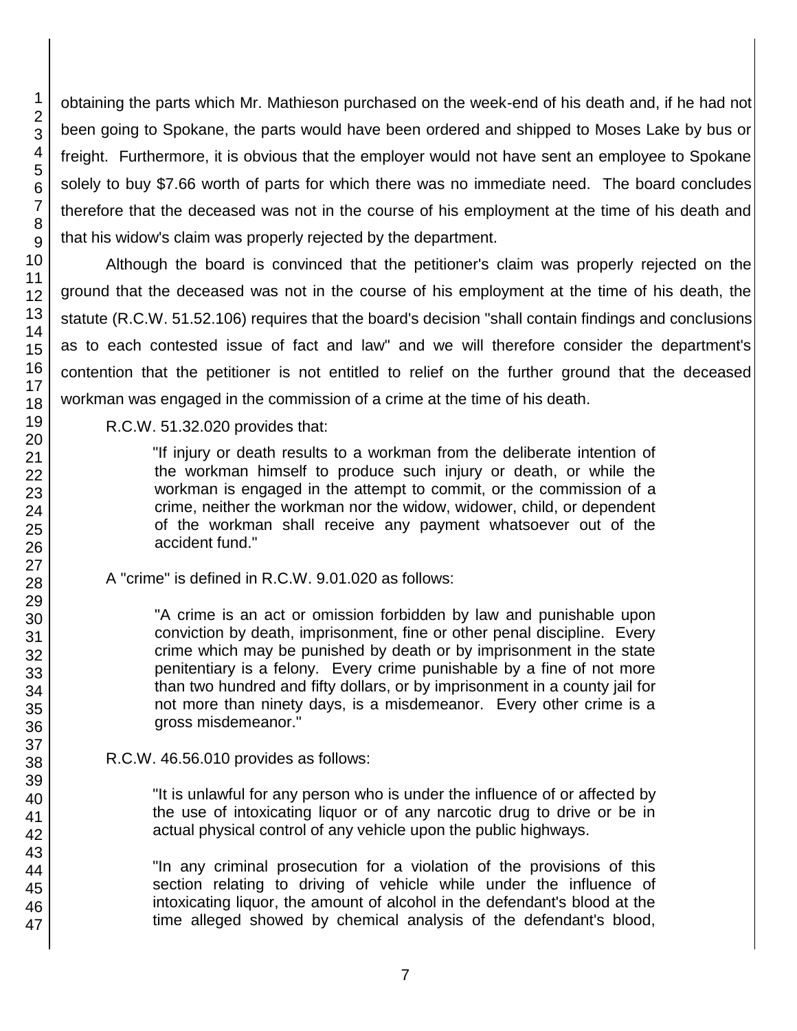obtaining the parts which Mr. Mathieson purchased on the week-end of his death and, if he had not been going to Spokane, the parts would have been ordered and shipped to Moses Lake by bus or freight. Furthermore, it is obvious that the employer would not have sent an employee to Spokane solely to buy $7.66 worth of parts for which there was no immediate need. The board concludes therefore that the deceased was not in the course of his employment at the time of his death and that his widow's claim was properly rejected by the department.

Although the board is convinced that the petitioner's claim was properly rejected on the ground that the deceased was not in the course of his employment at the time of his death, the statute (R.C.W. 51.52.106) requires that the board's decision "shall contain findings and conclusions as to each contested issue of fact and law" and we will therefore consider the department's contention that the petitioner is not entitled to relief on the further ground that the deceased workman was engaged in the commission of a crime at the time of his death.

R.C.W. 51.32.020 provides that:

> "If injury or death results to a workman from the deliberate intention of the workman himself to produce such injury or death, or while the workman is engaged in the attempt to commit, or the commission of a crime, neither the workman nor the widow, widower, child, or dependent of the workman shall receive any payment whatsoever out of the accident fund."

A "crime" is defined in R.C.W. 9.01.020 as follows:

> "A crime is an act or omission forbidden by law and punishable upon conviction by death, imprisonment, fine or other penal discipline. Every crime which may be punished by death or by imprisonment in the state penitentiary is a felony. Every crime punishable by a fine of not more than two hundred and fifty dollars, or by imprisonment in a county jail for not more than ninety days, is a misdemeanor. Every other crime is a gross misdemeanor."

R.C.W. 46.56.010 provides as follows:

> "It is unlawful for any person who is under the influence of or affected by the use of intoxicating liquor or of any narcotic drug to drive or be in actual physical control of any vehicle upon the public highways.
>
> "In any criminal prosecution for a violation of the provisions of this section relating to driving of vehicle while under the influence of intoxicating liquor, the amount of alcohol in the defendant's blood at the time alleged showed by chemical analysis of the defendant's blood,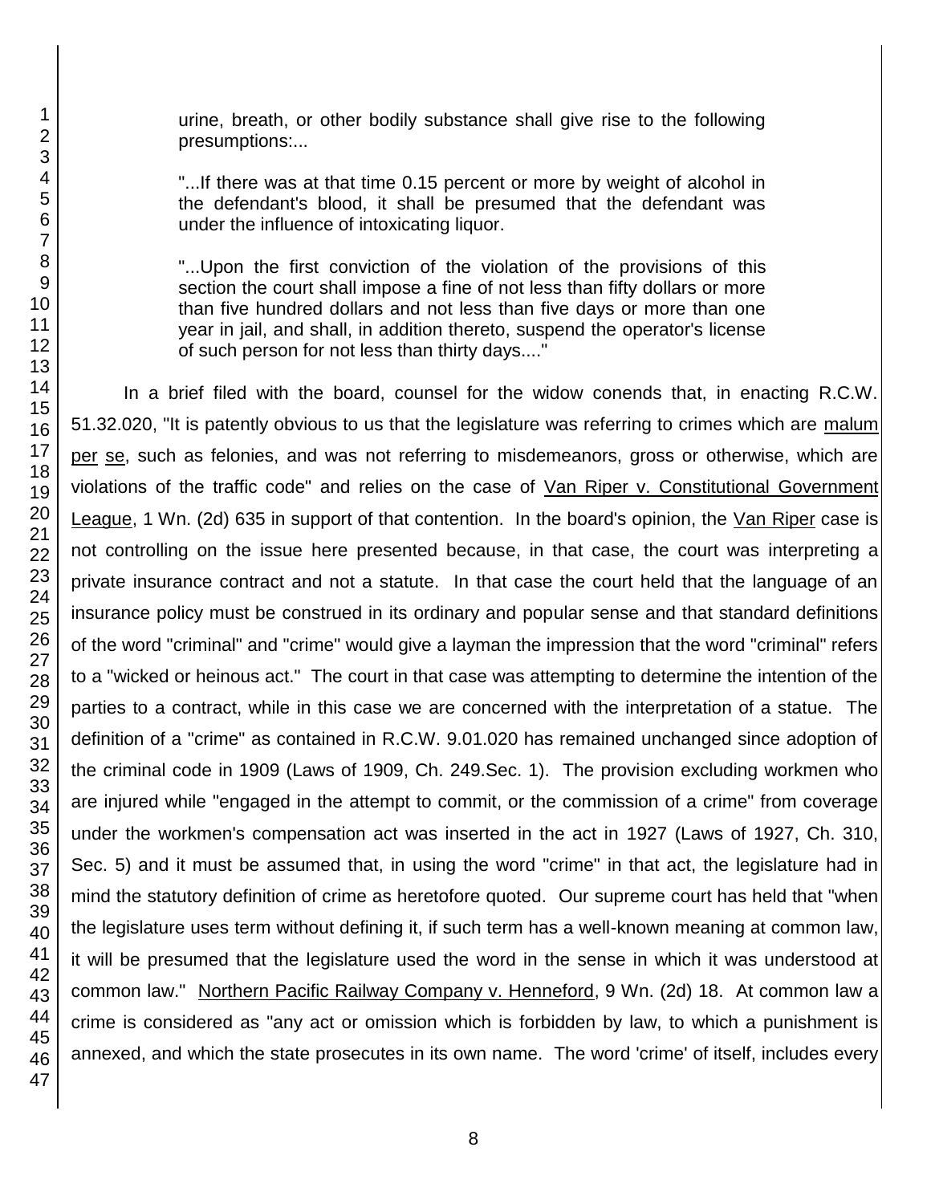urine, breath, or other bodily substance shall give rise to the following presumptions:...

> "...If there was at that time 0.15 percent or more by weight of alcohol in the defendant's blood, it shall be presumed that the defendant was under the influence of intoxicating liquor.
>
> "...Upon the first conviction of the violation of the provisions of this section the court shall impose a fine of not less than fifty dollars or more than five hundred dollars and not less than five days or more than one year in jail, and shall, in addition thereto, suspend the operator's license of such person for not less than thirty days...."

In a brief filed with the board, counsel for the widow conends that, in enacting R.C.W. 51.32.020, "It is patently obvious to us that the legislature was referring to crimes which are malum per se, such as felonies, and was not referring to misdemeanors, gross or otherwise, which are violations of the traffic code" and relies on the case of Van Riper v. Constitutional Government League, 1 Wn. (2d) 635 in support of that contention. In the board's opinion, the Van Riper case is not controlling on the issue here presented because, in that case, the court was interpreting a private insurance contract and not a statute. In that case the court held that the language of an insurance policy must be construed in its ordinary and popular sense and that standard definitions of the word "criminal" and "crime" would give a layman the impression that the word "criminal" refers to a "wicked or heinous act." The court in that case was attempting to determine the intention of the parties to a contract, while in this case we are concerned with the interpretation of a statue. The definition of a "crime" as contained in R.C.W. 9.01.020 has remained unchanged since adoption of the criminal code in 1909 (Laws of 1909, Ch. 249.Sec. 1). The provision excluding workmen who are injured while "engaged in the attempt to commit, or the commission of a crime" from coverage under the workmen's compensation act was inserted in the act in 1927 (Laws of 1927, Ch. 310, Sec. 5) and it must be assumed that, in using the word "crime" in that act, the legislature had in mind the statutory definition of crime as heretofore quoted. Our supreme court has held that "when the legislature uses term without defining it, if such term has a well-known meaning at common law, it will be presumed that the legislature used the word in the sense in which it was understood at common law." Northern Pacific Railway Company v. Henneford, 9 Wn. (2d) 18. At common law a crime is considered as "any act or omission which is forbidden by law, to which a punishment is annexed, and which the state prosecutes in its own name. The word 'crime' of itself, includes every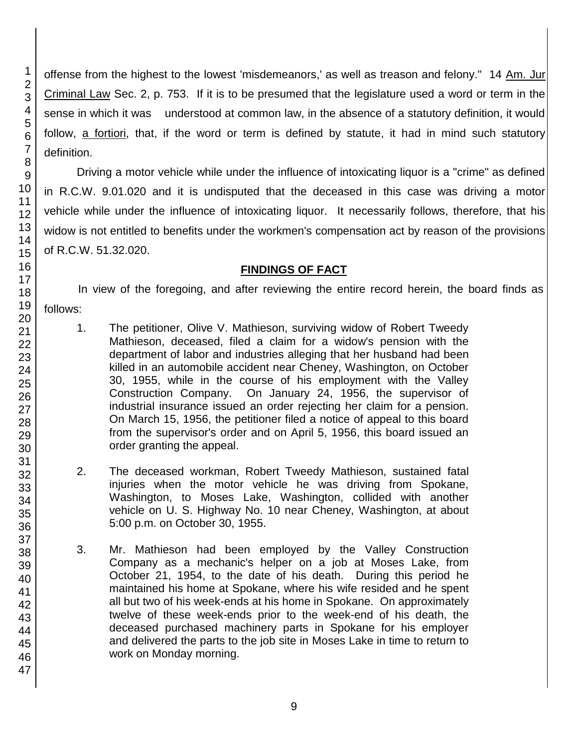offense from the highest to the lowest 'misdemeanors,' as well as treason and felony." 14 Am. Jur Criminal Law Sec. 2, p. 753. If it is to be presumed that the legislature used a word or term in the sense in which it was understood at common law, in the absence of a statutory definition, it would follow, a fortiori, that, if the word or term is defined by statute, it had in mind such statutory definition.

Driving a motor vehicle while under the influence of intoxicating liquor is a "crime" as defined in R.C.W. 9.01.020 and it is undisputed that the deceased in this case was driving a motor vehicle while under the influence of intoxicating liquor. It necessarily follows, therefore, that his widow is not entitled to benefits under the workmen's compensation act by reason of the provisions of R.C.W. 51.32.020.

## FINDINGS OF FACT

In view of the foregoing, and after reviewing the entire record herein, the board finds as follows:

1. The petitioner, Olive V. Mathieson, surviving widow of Robert Tweedy Mathieson, deceased, filed a claim for a widow's pension with the department of labor and industries alleging that her husband had been killed in an automobile accident near Cheney, Washington, on October 30, 1955, while in the course of his employment with the Valley Construction Company. On January 24, 1956, the supervisor of industrial insurance issued an order rejecting her claim for a pension. On March 15, 1956, the petitioner filed a notice of appeal to this board from the supervisor's order and on April 5, 1956, this board issued an order granting the appeal.

2. The deceased workman, Robert Tweedy Mathieson, sustained fatal injuries when the motor vehicle he was driving from Spokane, Washington, to Moses Lake, Washington, collided with another vehicle on U. S. Highway No. 10 near Cheney, Washington, at about 5:00 p.m. on October 30, 1955.

3. Mr. Mathieson had been employed by the Valley Construction Company as a mechanic's helper on a job at Moses Lake, from October 21, 1954, to the date of his death. During this period he maintained his home at Spokane, where his wife resided and he spent all but two of his week-ends at his home in Spokane. On approximately twelve of these week-ends prior to the week-end of his death, the deceased purchased machinery parts in Spokane for his employer and delivered the parts to the job site in Moses Lake in time to return to work on Monday morning.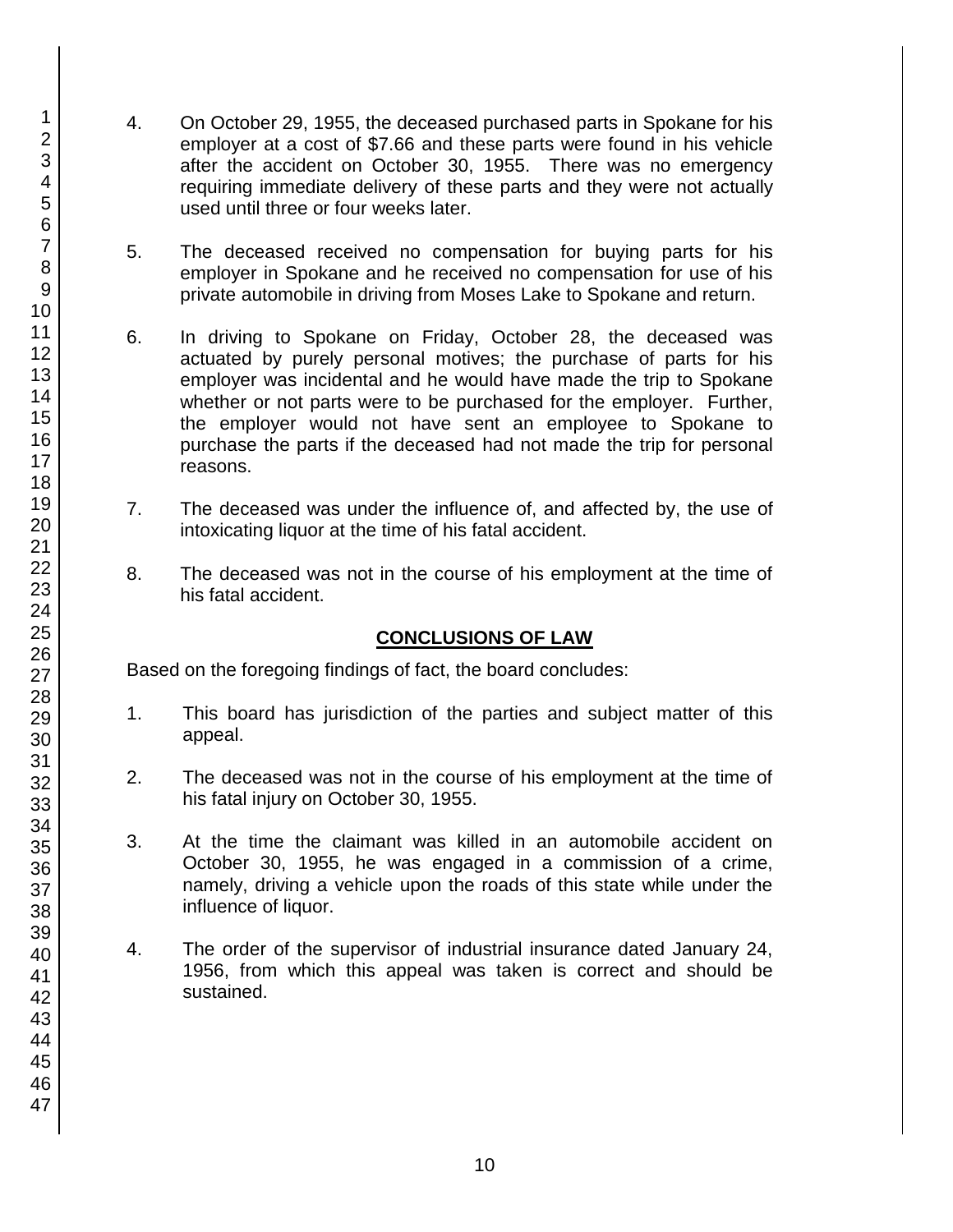4. On October 29, 1955, the deceased purchased parts in Spokane for his employer at a cost of $7.66 and these parts were found in his vehicle after the accident on October 30, 1955. There was no emergency requiring immediate delivery of these parts and they were not actually used until three or four weeks later.

5. The deceased received no compensation for buying parts for his employer in Spokane and he received no compensation for use of his private automobile in driving from Moses Lake to Spokane and return.

6. In driving to Spokane on Friday, October 28, the deceased was actuated by purely personal motives; the purchase of parts for his employer was incidental and he would have made the trip to Spokane whether or not parts were to be purchased for the employer. Further, the employer would not have sent an employee to Spokane to purchase the parts if the deceased had not made the trip for personal reasons.

7. The deceased was under the influence of, and affected by, the use of intoxicating liquor at the time of his fatal accident.

8. The deceased was not in the course of his employment at the time of his fatal accident.

## CONCLUSIONS OF LAW

Based on the foregoing findings of fact, the board concludes:

1. This board has jurisdiction of the parties and subject matter of this appeal.

2. The deceased was not in the course of his employment at the time of his fatal injury on October 30, 1955.

3. At the time the claimant was killed in an automobile accident on October 30, 1955, he was engaged in a commission of a crime, namely, driving a vehicle upon the roads of this state while under the influence of liquor.

4. The order of the supervisor of industrial insurance dated January 24, 1956, from which this appeal was taken is correct and should be sustained.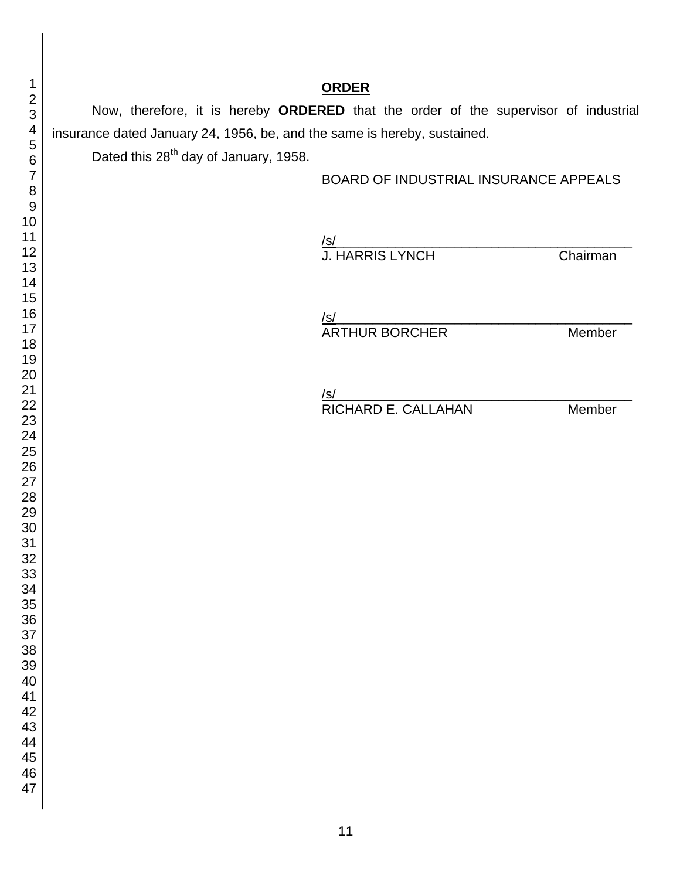## ORDER

Now, therefore, it is hereby **ORDERED** that the order of the supervisor of industrial insurance dated January 24, 1956, be, and the same is hereby, sustained.

Dated this 28th day of January, 1958.

BOARD OF INDUSTRIAL INSURANCE APPEALS

/s/
J. HARRIS LYNCH Chairman

/s/
ARTHUR BORCHER Member

/s/
RICHARD E. CALLAHAN Member